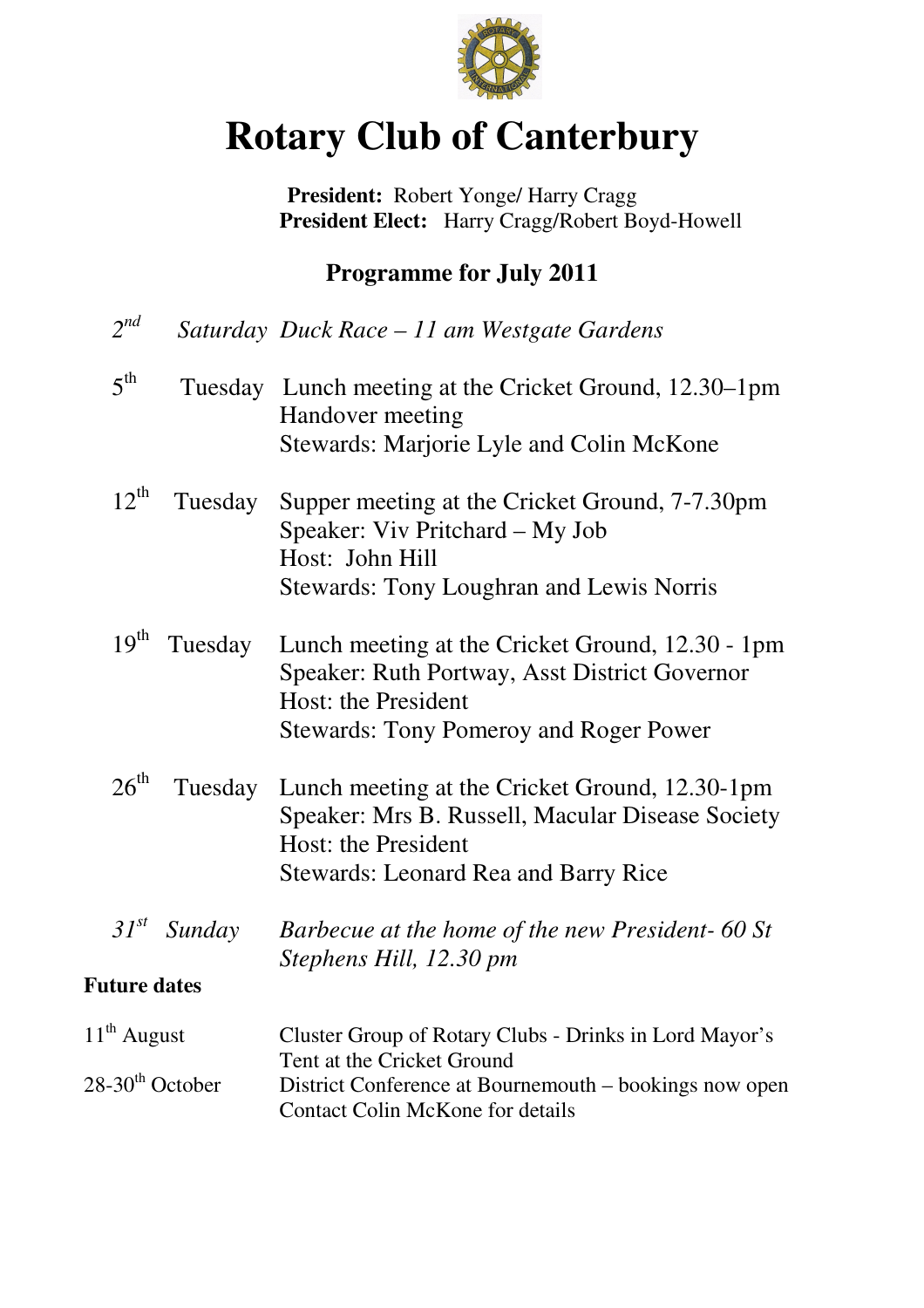# Rotary Club of Canterbury

**President:** Robert Yonge/ Harry Cragg
**President Elect:** Harry Cragg/Robert Boyd-Howell

## Programme for July 2011

| | | |
|---|---|---|
| *2nd* | *Saturday* | *Duck Race – 11 am Westgate Gardens* |
| 5th | Tuesday | Lunch meeting at the Cricket Ground, 12.30–1pm<br>Handover meeting<br>Stewards: Marjorie Lyle and Colin McKone |
| 12th | Tuesday | Supper meeting at the Cricket Ground, 7-7.30pm<br>Speaker: Viv Pritchard – My Job<br>Host: John Hill<br>Stewards: Tony Loughran and Lewis Norris |
| 19th | Tuesday | Lunch meeting at the Cricket Ground, 12.30 - 1pm<br>Speaker: Ruth Portway, Asst District Governor<br>Host: the President<br>Stewards: Tony Pomeroy and Roger Power |
| 26th | Tuesday | Lunch meeting at the Cricket Ground, 12.30-1pm<br>Speaker: Mrs B. Russell, Macular Disease Society<br>Host: the President<br>Stewards: Leonard Rea and Barry Rice |
| *31st* | *Sunday* | *Barbecue at the home of the new President- 60 St Stephens Hill, 12.30 pm* |

**Future dates**

| | |
|---|---|
| 11th August | Cluster Group of Rotary Clubs - Drinks in Lord Mayor's Tent at the Cricket Ground |
| 28-30th October | District Conference at Bournemouth – bookings now open<br>Contact Colin McKone for details |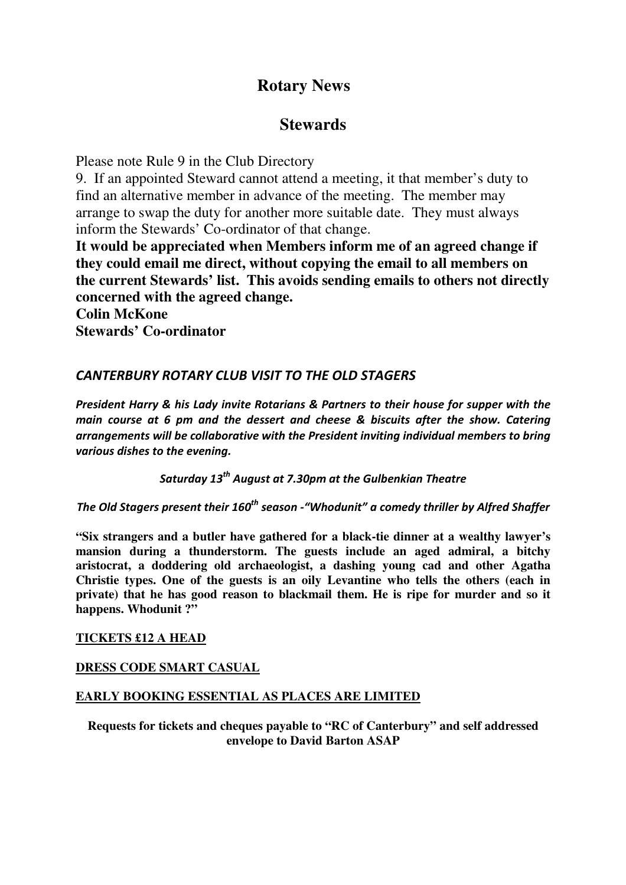# Rotary News

## Stewards

Please note Rule 9 in the Club Directory

9. If an appointed Steward cannot attend a meeting, it that member's duty to find an alternative member in advance of the meeting. The member may arrange to swap the duty for another more suitable date. They must always inform the Stewards' Co-ordinator of that change.

**It would be appreciated when Members inform me of an agreed change if they could email me direct, without copying the email to all members on the current Stewards' list. This avoids sending emails to others not directly concerned with the agreed change.**

**Colin McKone**
**Stewards' Co-ordinator**

### *CANTERBURY ROTARY CLUB VISIT TO THE OLD STAGERS*

***President Harry & his Lady invite Rotarians & Partners to their house for supper with the main course at 6 pm and the dessert and cheese & biscuits after the show. Catering arrangements will be collaborative with the President inviting individual members to bring various dishes to the evening.***

***Saturday 13th August at 7.30pm at the Gulbenkian Theatre***

***The Old Stagers present their 160th season -"Whodunit" a comedy thriller by Alfred Shaffer***

**"Six strangers and a butler have gathered for a black-tie dinner at a wealthy lawyer's mansion during a thunderstorm. The guests include an aged admiral, a bitchy aristocrat, a doddering old archaeologist, a dashing young cad and other Agatha Christie types. One of the guests is an oily Levantine who tells the others (each in private) that he has good reason to blackmail them. He is ripe for murder and so it happens. Whodunit ?"**

<u>**TICKETS £12 A HEAD**</u>

<u>**DRESS CODE SMART CASUAL**</u>

<u>**EARLY BOOKING ESSENTIAL AS PLACES ARE LIMITED**</u>

**Requests for tickets and cheques payable to "RC of Canterbury" and self addressed envelope to David Barton ASAP**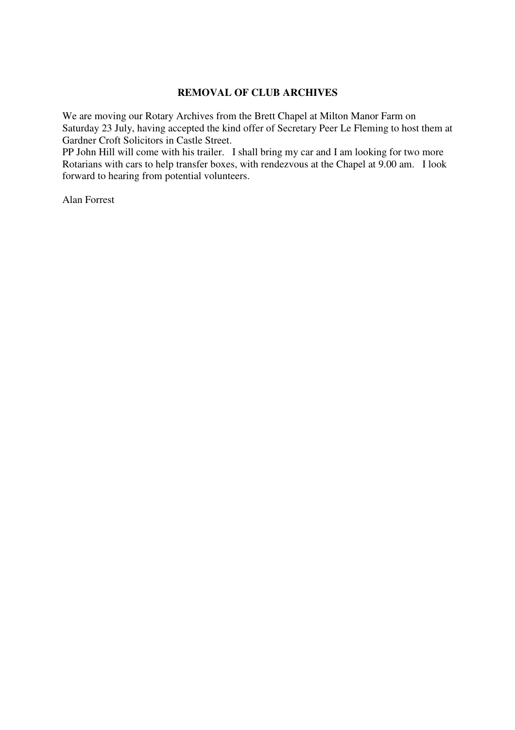## REMOVAL OF CLUB ARCHIVES

We are moving our Rotary Archives from the Brett Chapel at Milton Manor Farm on Saturday 23 July, having accepted the kind offer of Secretary Peer Le Fleming to host them at Gardner Croft Solicitors in Castle Street.

PP John Hill will come with his trailer. I shall bring my car and I am looking for two more Rotarians with cars to help transfer boxes, with rendezvous at the Chapel at 9.00 am. I look forward to hearing from potential volunteers.

Alan Forrest